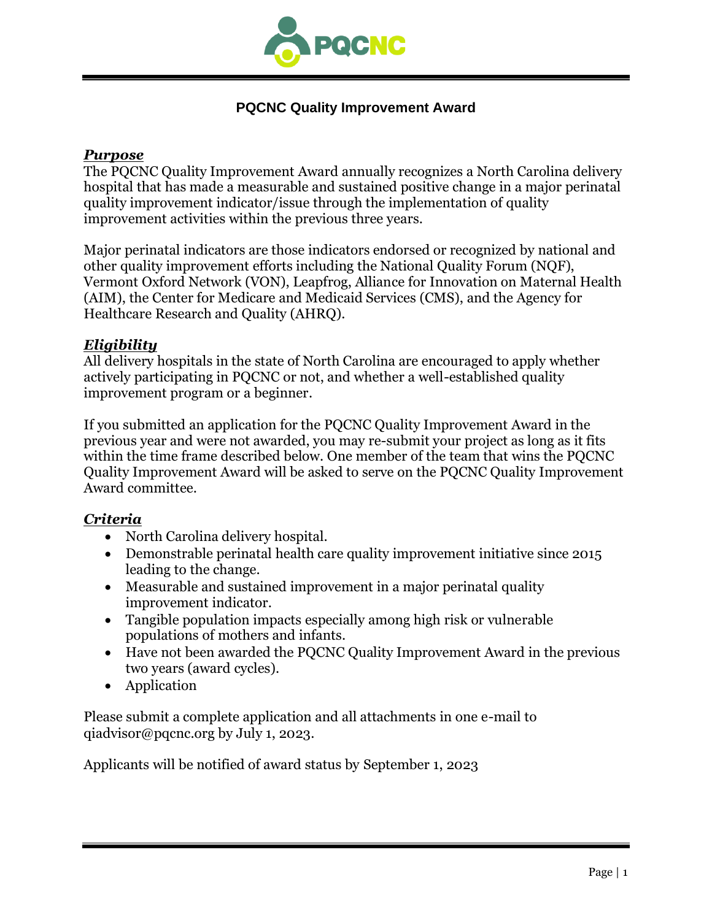# PQCNC Quality Improvement Award

### ***Purpose***

The PQCNC Quality Improvement Award annually recognizes a North Carolina delivery hospital that has made a measurable and sustained positive change in a major perinatal quality improvement indicator/issue through the implementation of quality improvement activities within the previous three years.

Major perinatal indicators are those indicators endorsed or recognized by national and other quality improvement efforts including the National Quality Forum (NQF), Vermont Oxford Network (VON), Leapfrog, Alliance for Innovation on Maternal Health (AIM), the Center for Medicare and Medicaid Services (CMS), and the Agency for Healthcare Research and Quality (AHRQ).

### ***Eligibility***

All delivery hospitals in the state of North Carolina are encouraged to apply whether actively participating in PQCNC or not, and whether a well-established quality improvement program or a beginner.

If you submitted an application for the PQCNC Quality Improvement Award in the previous year and were not awarded, you may re-submit your project as long as it fits within the time frame described below. One member of the team that wins the PQCNC Quality Improvement Award will be asked to serve on the PQCNC Quality Improvement Award committee.

### ***Criteria***

- North Carolina delivery hospital.
- Demonstrable perinatal health care quality improvement initiative since 2015 leading to the change.
- Measurable and sustained improvement in a major perinatal quality improvement indicator.
- Tangible population impacts especially among high risk or vulnerable populations of mothers and infants.
- Have not been awarded the PQCNC Quality Improvement Award in the previous two years (award cycles).
- Application

Please submit a complete application and all attachments in one e-mail to qiadvisor@pqcnc.org by July 1, 2023.

Applicants will be notified of award status by September 1, 2023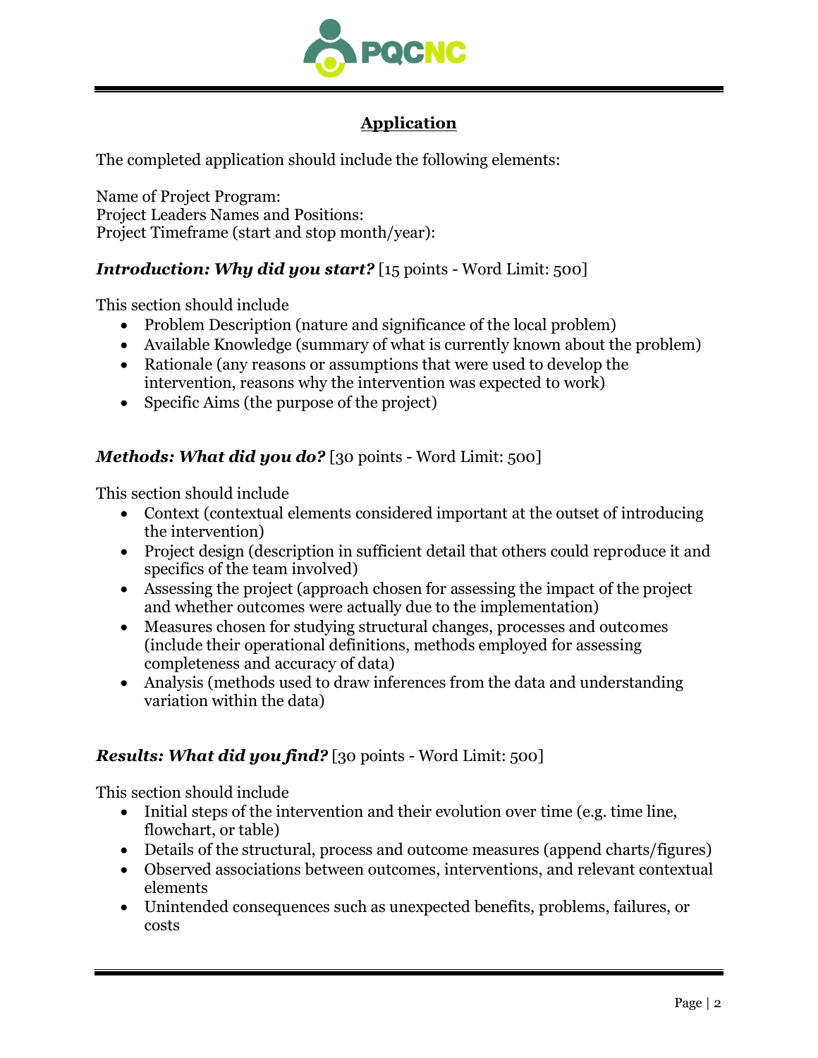## Application

The completed application should include the following elements:

Name of Project Program:
Project Leaders Names and Positions:
Project Timeframe (start and stop month/year):

***Introduction: Why did you start?*** [15 points - Word Limit: 500]

This section should include

- Problem Description (nature and significance of the local problem)
- Available Knowledge (summary of what is currently known about the problem)
- Rationale (any reasons or assumptions that were used to develop the intervention, reasons why the intervention was expected to work)
- Specific Aims (the purpose of the project)

***Methods: What did you do?*** [30 points - Word Limit: 500]

This section should include

- Context (contextual elements considered important at the outset of introducing the intervention)
- Project design (description in sufficient detail that others could reproduce it and specifics of the team involved)
- Assessing the project (approach chosen for assessing the impact of the project and whether outcomes were actually due to the implementation)
- Measures chosen for studying structural changes, processes and outcomes (include their operational definitions, methods employed for assessing completeness and accuracy of data)
- Analysis (methods used to draw inferences from the data and understanding variation within the data)

***Results: What did you find?*** [30 points - Word Limit: 500]

This section should include

- Initial steps of the intervention and their evolution over time (e.g. time line, flowchart, or table)
- Details of the structural, process and outcome measures (append charts/figures)
- Observed associations between outcomes, interventions, and relevant contextual elements
- Unintended consequences such as unexpected benefits, problems, failures, or costs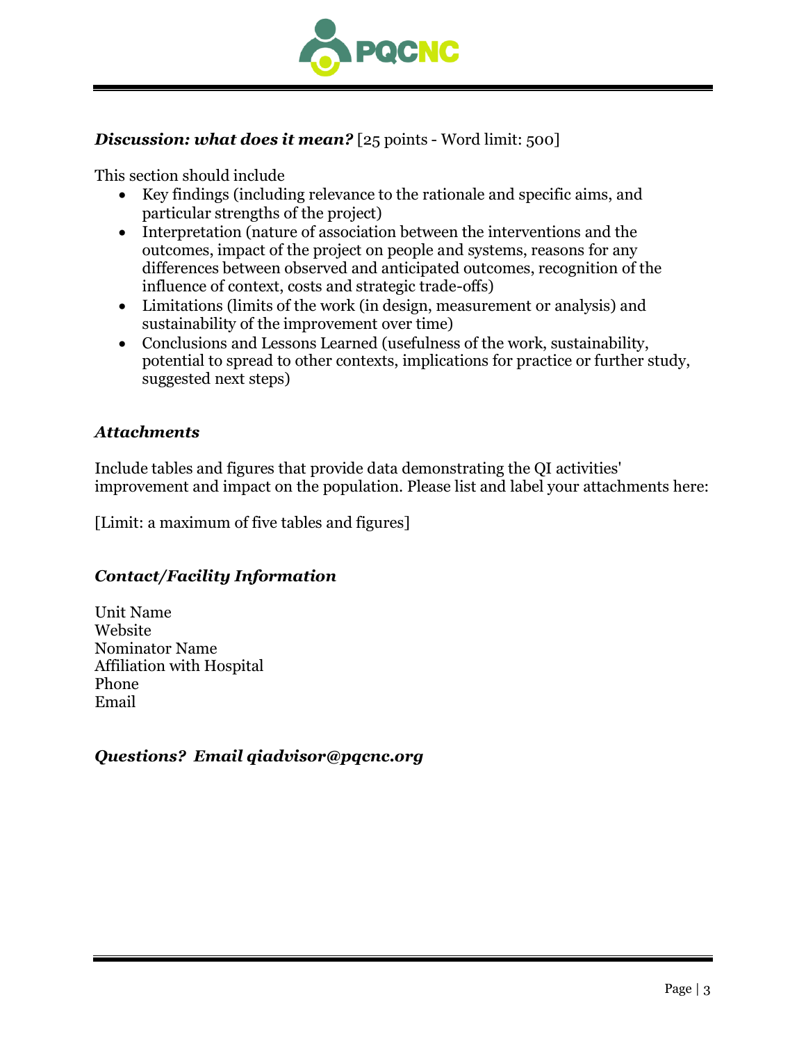***Discussion: what does it mean?*** [25 points - Word limit: 500]

This section should include

- Key findings (including relevance to the rationale and specific aims, and particular strengths of the project)
- Interpretation (nature of association between the interventions and the outcomes, impact of the project on people and systems, reasons for any differences between observed and anticipated outcomes, recognition of the influence of context, costs and strategic trade-offs)
- Limitations (limits of the work (in design, measurement or analysis) and sustainability of the improvement over time)
- Conclusions and Lessons Learned (usefulness of the work, sustainability, potential to spread to other contexts, implications for practice or further study, suggested next steps)

***Attachments***

Include tables and figures that provide data demonstrating the QI activities' improvement and impact on the population. Please list and label your attachments here:

[Limit: a maximum of five tables and figures]

***Contact/Facility Information***

Unit Name
Website
Nominator Name
Affiliation with Hospital
Phone
Email

***Questions? Email qiadvisor@pqcnc.org***